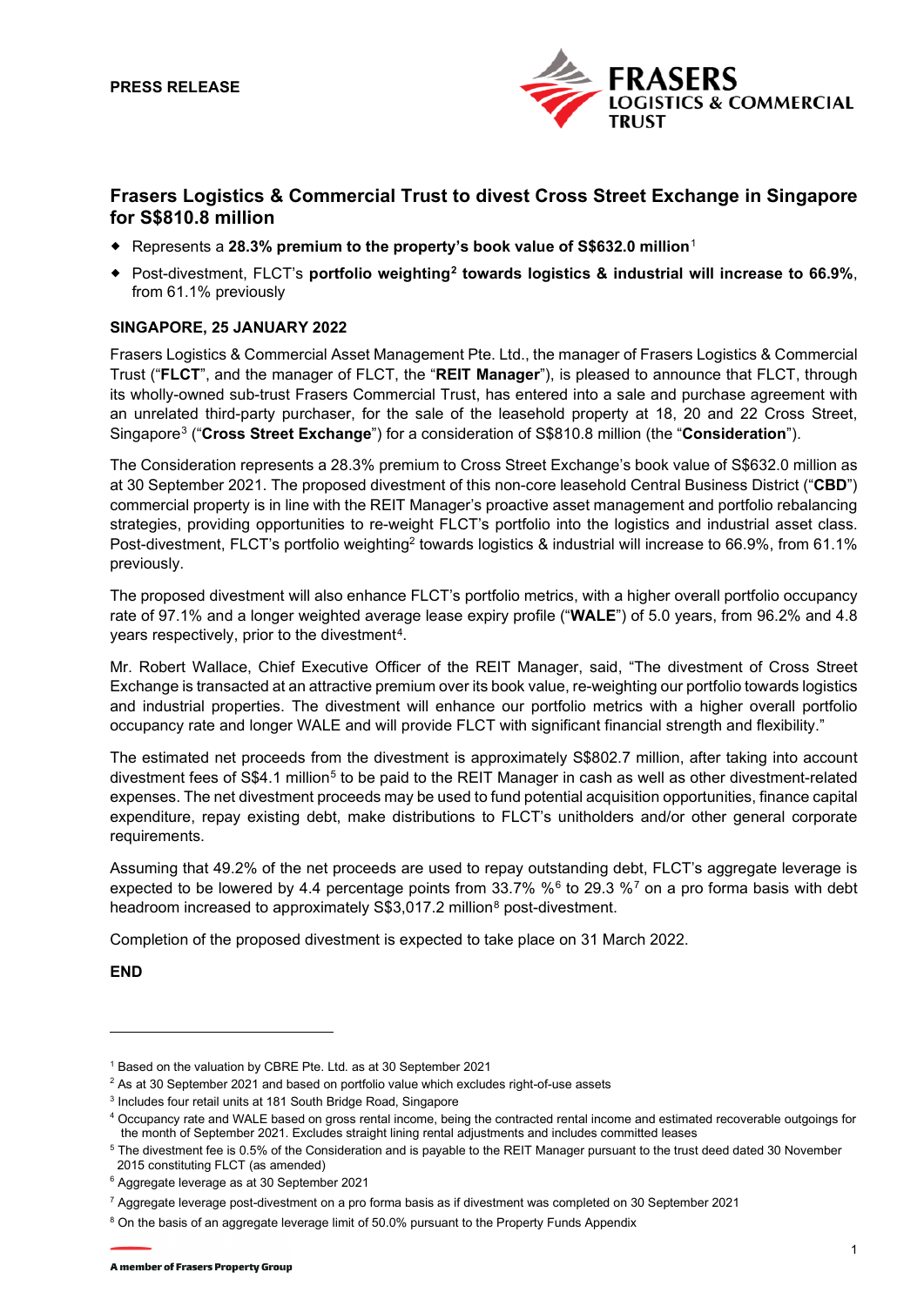PRESS RELEASE

# Frasers Logistics & Commercial Trust to divest Cross Street Exchange in Singapore for S$810.8 million

- Represents a **28.3% premium to the property's book value of S$632.0 million**[1]
- Post-divestment, FLCT's **portfolio weighting[2] towards logistics & industrial will increase to 66.9%**, from 61.1% previously

**SINGAPORE, 25 JANUARY 2022**

Frasers Logistics & Commercial Asset Management Pte. Ltd., the manager of Frasers Logistics & Commercial Trust ("**FLCT**", and the manager of FLCT, the "**REIT Manager**"), is pleased to announce that FLCT, through its wholly-owned sub-trust Frasers Commercial Trust, has entered into a sale and purchase agreement with an unrelated third-party purchaser, for the sale of the leasehold property at 18, 20 and 22 Cross Street, Singapore[3] ("**Cross Street Exchange**") for a consideration of S$810.8 million (the "**Consideration**").

The Consideration represents a 28.3% premium to Cross Street Exchange's book value of S$632.0 million as at 30 September 2021. The proposed divestment of this non-core leasehold Central Business District ("**CBD**") commercial property is in line with the REIT Manager's proactive asset management and portfolio rebalancing strategies, providing opportunities to re-weight FLCT's portfolio into the logistics and industrial asset class. Post-divestment, FLCT's portfolio weighting[2] towards logistics & industrial will increase to 66.9%, from 61.1% previously.

The proposed divestment will also enhance FLCT's portfolio metrics, with a higher overall portfolio occupancy rate of 97.1% and a longer weighted average lease expiry profile ("**WALE**") of 5.0 years, from 96.2% and 4.8 years respectively, prior to the divestment[4].

Mr. Robert Wallace, Chief Executive Officer of the REIT Manager, said, "The divestment of Cross Street Exchange is transacted at an attractive premium over its book value, re-weighting our portfolio towards logistics and industrial properties. The divestment will enhance our portfolio metrics with a higher overall portfolio occupancy rate and longer WALE and will provide FLCT with significant financial strength and flexibility."

The estimated net proceeds from the divestment is approximately S$802.7 million, after taking into account divestment fees of S$4.1 million[5] to be paid to the REIT Manager in cash as well as other divestment-related expenses. The net divestment proceeds may be used to fund potential acquisition opportunities, finance capital expenditure, repay existing debt, make distributions to FLCT's unitholders and/or other general corporate requirements.

Assuming that 49.2% of the net proceeds are used to repay outstanding debt, FLCT's aggregate leverage is expected to be lowered by 4.4 percentage points from 33.7% %[6] to 29.3 %[7] on a pro forma basis with debt headroom increased to approximately S$3,017.2 million[8] post-divestment.

Completion of the proposed divestment is expected to take place on 31 March 2022.

**END**

---

[1] Based on the valuation by CBRE Pte. Ltd. as at 30 September 2021

[2] As at 30 September 2021 and based on portfolio value which excludes right-of-use assets

[3] Includes four retail units at 181 South Bridge Road, Singapore

[4] Occupancy rate and WALE based on gross rental income, being the contracted rental income and estimated recoverable outgoings for the month of September 2021. Excludes straight lining rental adjustments and includes committed leases

[5] The divestment fee is 0.5% of the Consideration and is payable to the REIT Manager pursuant to the trust deed dated 30 November 2015 constituting FLCT (as amended)

[6] Aggregate leverage as at 30 September 2021

[7] Aggregate leverage post-divestment on a pro forma basis as if divestment was completed on 30 September 2021

[8] On the basis of an aggregate leverage limit of 50.0% pursuant to the Property Funds Appendix

A member of Frasers Property Group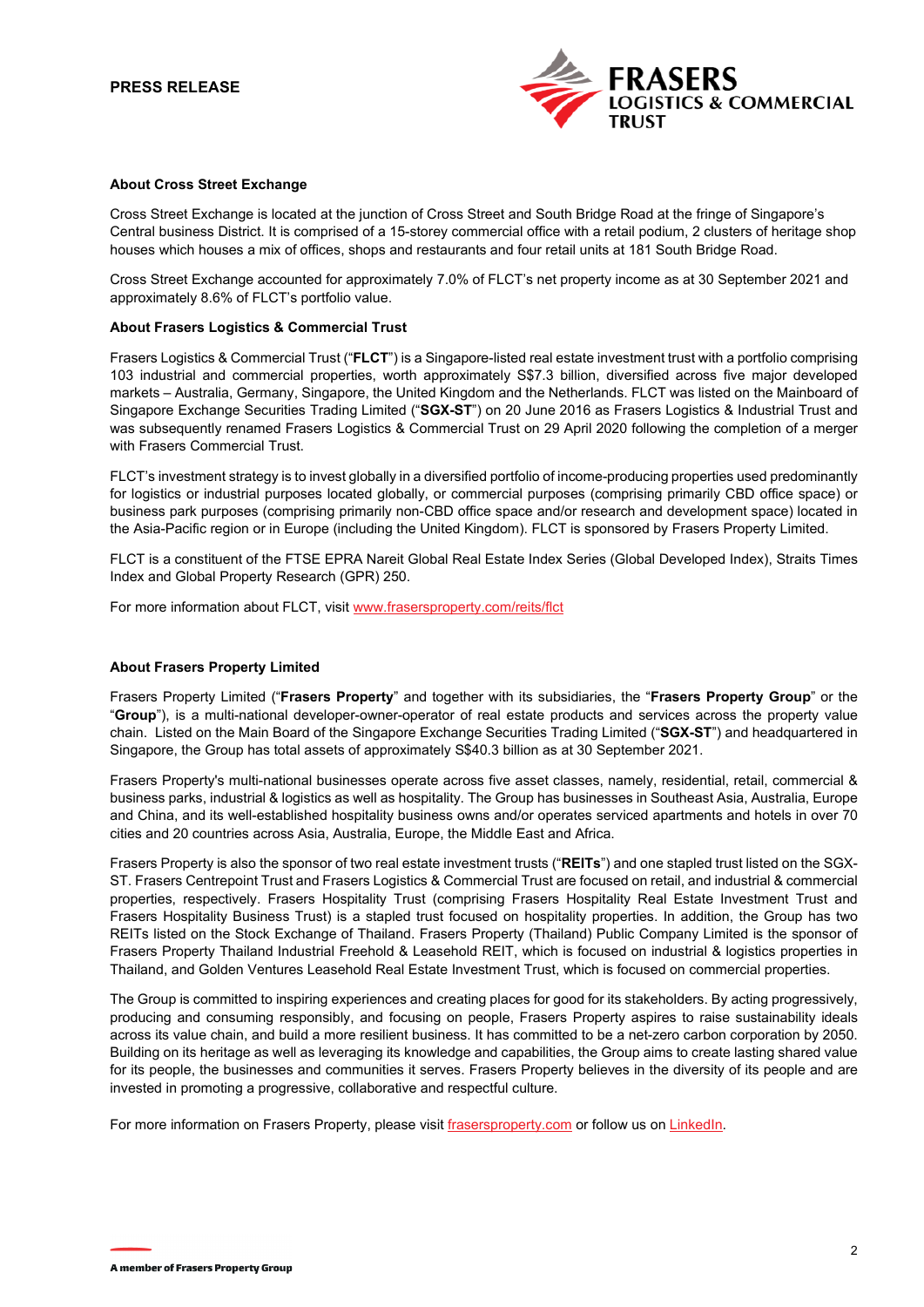### About Cross Street Exchange

Cross Street Exchange is located at the junction of Cross Street and South Bridge Road at the fringe of Singapore's Central business District. It is comprised of a 15-storey commercial office with a retail podium, 2 clusters of heritage shop houses which houses a mix of offices, shops and restaurants and four retail units at 181 South Bridge Road.

Cross Street Exchange accounted for approximately 7.0% of FLCT's net property income as at 30 September 2021 and approximately 8.6% of FLCT's portfolio value.

### About Frasers Logistics & Commercial Trust

Frasers Logistics & Commercial Trust ("**FLCT**") is a Singapore-listed real estate investment trust with a portfolio comprising 103 industrial and commercial properties, worth approximately S$7.3 billion, diversified across five major developed markets – Australia, Germany, Singapore, the United Kingdom and the Netherlands. FLCT was listed on the Mainboard of Singapore Exchange Securities Trading Limited ("**SGX-ST**") on 20 June 2016 as Frasers Logistics & Industrial Trust and was subsequently renamed Frasers Logistics & Commercial Trust on 29 April 2020 following the completion of a merger with Frasers Commercial Trust.

FLCT's investment strategy is to invest globally in a diversified portfolio of income-producing properties used predominantly for logistics or industrial purposes located globally, or commercial purposes (comprising primarily CBD office space) or business park purposes (comprising primarily non-CBD office space and/or research and development space) located in the Asia-Pacific region or in Europe (including the United Kingdom). FLCT is sponsored by Frasers Property Limited.

FLCT is a constituent of the FTSE EPRA Nareit Global Real Estate Index Series (Global Developed Index), Straits Times Index and Global Property Research (GPR) 250.

For more information about FLCT, visit www.frasersproperty.com/reits/flct

### About Frasers Property Limited

Frasers Property Limited ("**Frasers Property**" and together with its subsidiaries, the "**Frasers Property Group**" or the "**Group**"), is a multi-national developer-owner-operator of real estate products and services across the property value chain. Listed on the Main Board of the Singapore Exchange Securities Trading Limited ("**SGX-ST**") and headquartered in Singapore, the Group has total assets of approximately S$40.3 billion as at 30 September 2021.

Frasers Property's multi-national businesses operate across five asset classes, namely, residential, retail, commercial & business parks, industrial & logistics as well as hospitality. The Group has businesses in Southeast Asia, Australia, Europe and China, and its well-established hospitality business owns and/or operates serviced apartments and hotels in over 70 cities and 20 countries across Asia, Australia, Europe, the Middle East and Africa.

Frasers Property is also the sponsor of two real estate investment trusts ("**REITs**") and one stapled trust listed on the SGX-ST. Frasers Centrepoint Trust and Frasers Logistics & Commercial Trust are focused on retail, and industrial & commercial properties, respectively. Frasers Hospitality Trust (comprising Frasers Hospitality Real Estate Investment Trust and Frasers Hospitality Business Trust) is a stapled trust focused on hospitality properties. In addition, the Group has two REITs listed on the Stock Exchange of Thailand. Frasers Property (Thailand) Public Company Limited is the sponsor of Frasers Property Thailand Industrial Freehold & Leasehold REIT, which is focused on industrial & logistics properties in Thailand, and Golden Ventures Leasehold Real Estate Investment Trust, which is focused on commercial properties.

The Group is committed to inspiring experiences and creating places for good for its stakeholders. By acting progressively, producing and consuming responsibly, and focusing on people, Frasers Property aspires to raise sustainability ideals across its value chain, and build a more resilient business. It has committed to be a net-zero carbon corporation by 2050. Building on its heritage as well as leveraging its knowledge and capabilities, the Group aims to create lasting shared value for its people, the businesses and communities it serves. Frasers Property believes in the diversity of its people and are invested in promoting a progressive, collaborative and respectful culture.

For more information on Frasers Property, please visit frasersproperty.com or follow us on LinkedIn.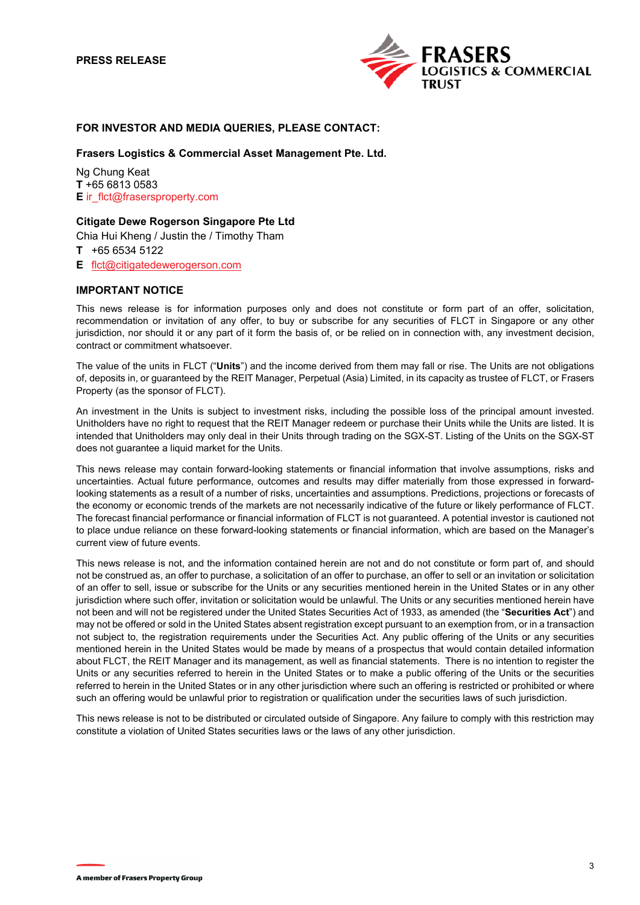PRESS RELEASE

## FOR INVESTOR AND MEDIA QUERIES, PLEASE CONTACT:

**Frasers Logistics & Commercial Asset Management Pte. Ltd.**

Ng Chung Keat
**T** +65 6813 0583
**E** ir_flct@frasersproperty.com

**Citigate Dewe Rogerson Singapore Pte Ltd**
Chia Hui Kheng / Justin the / Timothy Tham
**T** +65 6534 5122
**E** flct@citigatedewerogerson.com

## IMPORTANT NOTICE

This news release is for information purposes only and does not constitute or form part of an offer, solicitation, recommendation or invitation of any offer, to buy or subscribe for any securities of FLCT in Singapore or any other jurisdiction, nor should it or any part of it form the basis of, or be relied on in connection with, any investment decision, contract or commitment whatsoever.

The value of the units in FLCT ("**Units**") and the income derived from them may fall or rise. The Units are not obligations of, deposits in, or guaranteed by the REIT Manager, Perpetual (Asia) Limited, in its capacity as trustee of FLCT, or Frasers Property (as the sponsor of FLCT).

An investment in the Units is subject to investment risks, including the possible loss of the principal amount invested. Unitholders have no right to request that the REIT Manager redeem or purchase their Units while the Units are listed. It is intended that Unitholders may only deal in their Units through trading on the SGX-ST. Listing of the Units on the SGX-ST does not guarantee a liquid market for the Units.

This news release may contain forward-looking statements or financial information that involve assumptions, risks and uncertainties. Actual future performance, outcomes and results may differ materially from those expressed in forward-looking statements as a result of a number of risks, uncertainties and assumptions. Predictions, projections or forecasts of the economy or economic trends of the markets are not necessarily indicative of the future or likely performance of FLCT. The forecast financial performance or financial information of FLCT is not guaranteed. A potential investor is cautioned not to place undue reliance on these forward-looking statements or financial information, which are based on the Manager's current view of future events.

This news release is not, and the information contained herein are not and do not constitute or form part of, and should not be construed as, an offer to purchase, a solicitation of an offer to purchase, an offer to sell or an invitation or solicitation of an offer to sell, issue or subscribe for the Units or any securities mentioned herein in the United States or in any other jurisdiction where such offer, invitation or solicitation would be unlawful. The Units or any securities mentioned herein have not been and will not be registered under the United States Securities Act of 1933, as amended (the "**Securities Act**") and may not be offered or sold in the United States absent registration except pursuant to an exemption from, or in a transaction not subject to, the registration requirements under the Securities Act. Any public offering of the Units or any securities mentioned herein in the United States would be made by means of a prospectus that would contain detailed information about FLCT, the REIT Manager and its management, as well as financial statements. There is no intention to register the Units or any securities referred to herein in the United States or to make a public offering of the Units or the securities referred to herein in the United States or in any other jurisdiction where such an offering is restricted or prohibited or where such an offering would be unlawful prior to registration or qualification under the securities laws of such jurisdiction.

This news release is not to be distributed or circulated outside of Singapore. Any failure to comply with this restriction may constitute a violation of United States securities laws or the laws of any other jurisdiction.